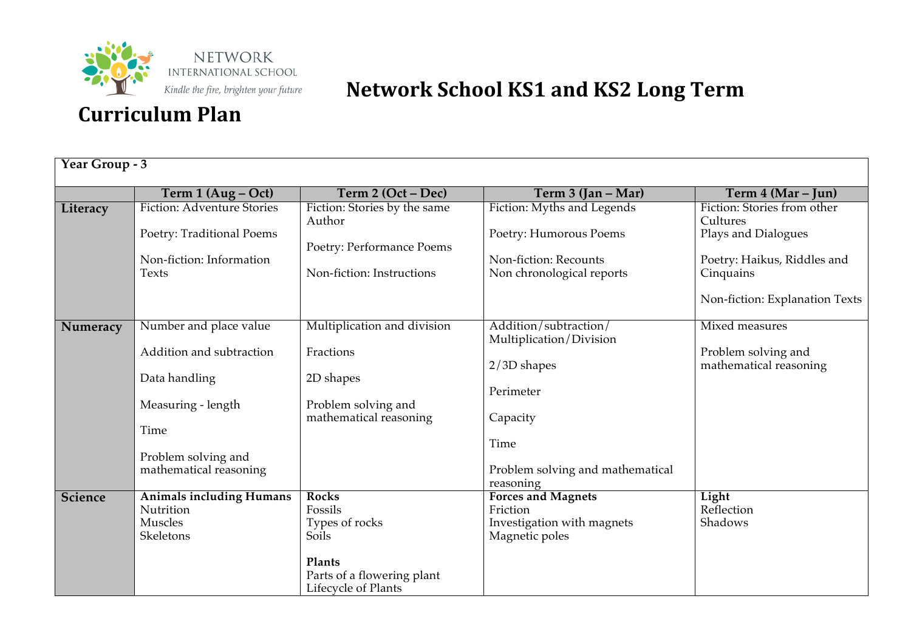NETWORK INTERNATIONAL SCHOOL

*Kindle the fire, brighten your future*

# Network School KS1 and KS2 Long Term Curriculum Plan

| Year Group - 3 | | | | |
|---|---|---|---|---|
| | **Term 1 (Aug – Oct)** | **Term 2 (Oct – Dec)** | **Term 3 (Jan – Mar)** | **Term 4 (Mar – Jun)** |
| **Literacy** | Fiction: Adventure Stories<br><br>Poetry: Traditional Poems<br><br>Non-fiction: Information Texts | Fiction: Stories by the same Author<br><br>Poetry: Performance Poems<br><br>Non-fiction: Instructions | Fiction: Myths and Legends<br><br>Poetry: Humorous Poems<br><br>Non-fiction: Recounts<br>Non chronological reports | Fiction: Stories from other Cultures<br>Plays and Dialogues<br><br>Poetry: Haikus, Riddles and Cinquains<br><br>Non-fiction: Explanation Texts |
| **Numeracy** | Number and place value<br><br>Addition and subtraction<br><br>Data handling<br><br>Measuring - length<br><br>Time<br><br>Problem solving and mathematical reasoning | Multiplication and division<br><br>Fractions<br><br>2D shapes<br><br>Problem solving and mathematical reasoning | Addition/subtraction/ Multiplication/Division<br><br>2/3D shapes<br><br>Perimeter<br><br>Capacity<br><br>Time<br><br>Problem solving and mathematical reasoning | Mixed measures<br><br>Problem solving and mathematical reasoning |
| **Science** | **Animals including Humans**<br>Nutrition<br>Muscles<br>Skeletons | **Rocks**<br>Fossils<br>Types of rocks<br>Soils<br><br>**Plants**<br>Parts of a flowering plant<br>Lifecycle of Plants | **Forces and Magnets**<br>Friction<br>Investigation with magnets<br>Magnetic poles | **Light**<br>Reflection<br>Shadows |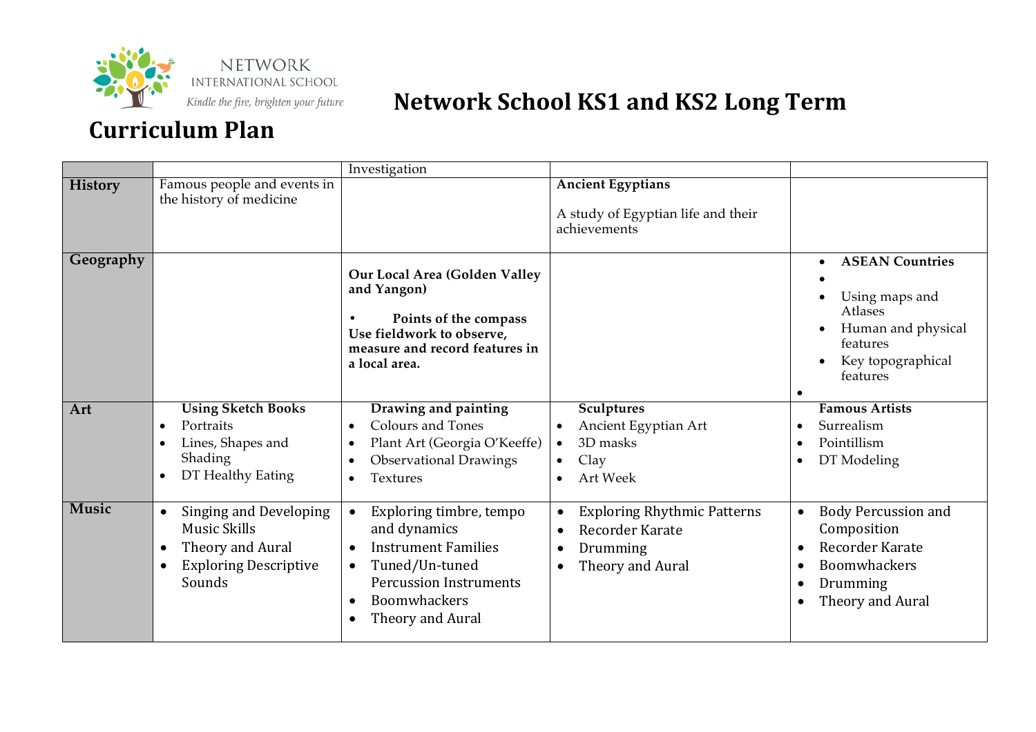NETWORK INTERNATIONAL SCHOOL

*Kindle the fire, brighten your future*

# Network School KS1 and KS2 Long Term Curriculum Plan

| | | | | |
|---|---|---|---|---|
| | | Investigation | | |
| **History** | Famous people and events in the history of medicine | | **Ancient Egyptians**<br><br>A study of Egyptian life and their achievements | |
| **Geography** | | **Our Local Area (Golden Valley and Yangon)**<br><br>• **Points of the compass**<br>**Use fieldwork to observe, measure and record features in a local area.** | | • **ASEAN Countries**<br>•<br>• Using maps and Atlases<br>• Human and physical features<br>• Key topographical features<br>• |
| **Art** | **Using Sketch Books**<br>• Portraits<br>• Lines, Shapes and Shading<br>• DT Healthy Eating | **Drawing and painting**<br>• Colours and Tones<br>• Plant Art (Georgia O'Keeffe)<br>• Observational Drawings<br>• Textures | **Sculptures**<br>• Ancient Egyptian Art<br>• 3D masks<br>• Clay<br>• Art Week | **Famous Artists**<br>• Surrealism<br>• Pointillism<br>• DT Modeling |
| **Music** | • Singing and Developing Music Skills<br>• Theory and Aural<br>• Exploring Descriptive Sounds | • Exploring timbre, tempo and dynamics<br>• Instrument Families<br>• Tuned/Un-tuned Percussion Instruments<br>• Boomwhackers<br>• Theory and Aural | • Exploring Rhythmic Patterns<br>• Recorder Karate<br>• Drumming<br>• Theory and Aural | • Body Percussion and Composition<br>• Recorder Karate<br>• Boomwhackers<br>• Drumming<br>• Theory and Aural |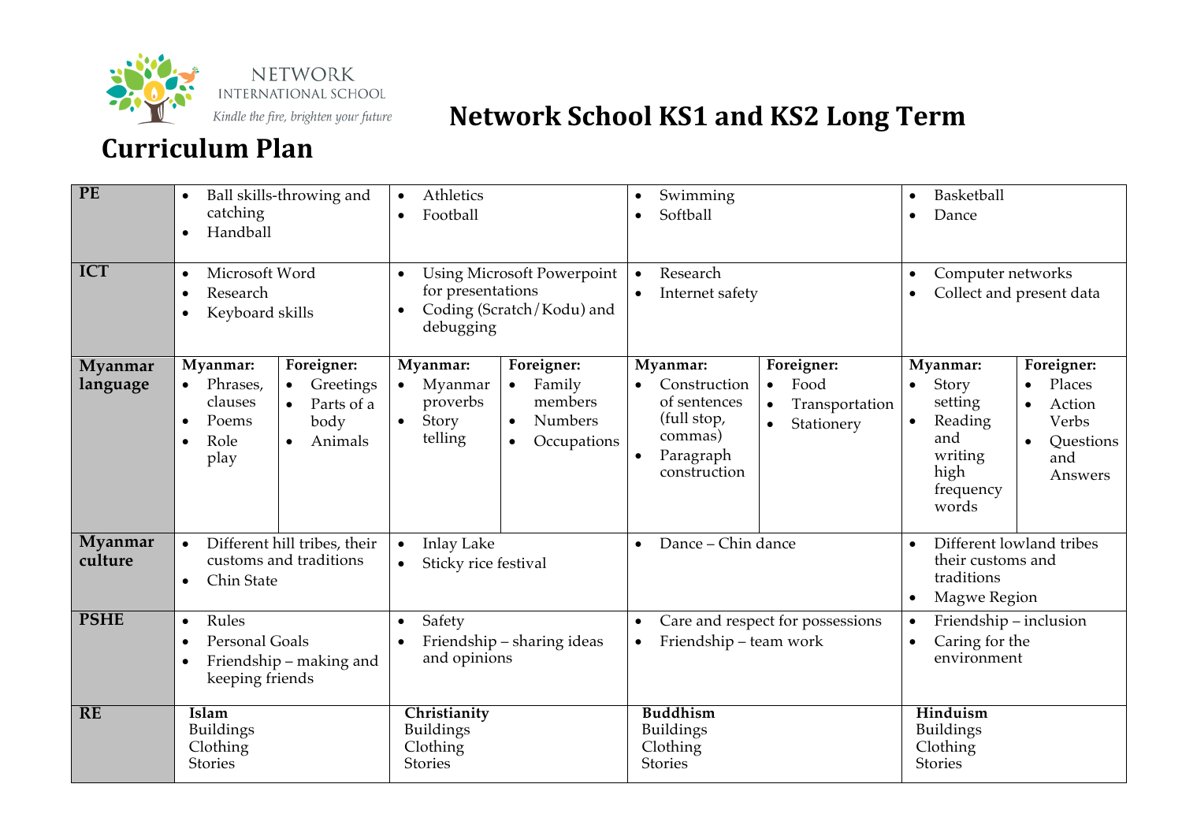NETWORK INTERNATIONAL SCHOOL

*Kindle the fire, brighten your future*

# Network School KS1 and KS2 Long Term Curriculum Plan

| | | | | |
|---|---|---|---|---|
| **PE** | • Ball skills-throwing and catching<br>• Handball | • Athletics<br>• Football | • Swimming<br>• Softball | • Basketball<br>• Dance |
| **ICT** | • Microsoft Word<br>• Research<br>• Keyboard skills | • Using Microsoft Powerpoint for presentations<br>• Coding (Scratch/Kodu) and debugging | • Research<br>• Internet safety | • Computer networks<br>• Collect and present data |
| **Myanmar language** | **Myanmar:**<br>• Phrases, clauses<br>• Poems<br>• Role play<br><br>**Foreigner:**<br>• Greetings<br>• Parts of a body<br>• Animals | **Myanmar:**<br>• Myanmar proverbs<br>• Story telling<br><br>**Foreigner:**<br>• Family members<br>• Numbers<br>• Occupations | **Myanmar:**<br>• Construction of sentences (full stop, commas)<br>• Paragraph construction<br><br>**Foreigner:**<br>• Food<br>• Transportation<br>• Stationery | **Myanmar:**<br>• Story setting<br>• Reading and writing high frequency words<br><br>**Foreigner:**<br>• Places<br>• Action Verbs<br>• Questions and Answers |
| **Myanmar culture** | • Different hill tribes, their customs and traditions<br>• Chin State | • Inlay Lake<br>• Sticky rice festival | • Dance – Chin dance | • Different lowland tribes their customs and traditions<br>• Magwe Region |
| **PSHE** | • Rules<br>• Personal Goals<br>• Friendship – making and keeping friends | • Safety<br>• Friendship – sharing ideas and opinions | • Care and respect for possessions<br>• Friendship – team work | • Friendship – inclusion<br>• Caring for the environment |
| **RE** | **Islam**<br>Buildings<br>Clothing<br>Stories | **Christianity**<br>Buildings<br>Clothing<br>Stories | **Buddhism**<br>Buildings<br>Clothing<br>Stories | **Hinduism**<br>Buildings<br>Clothing<br>Stories |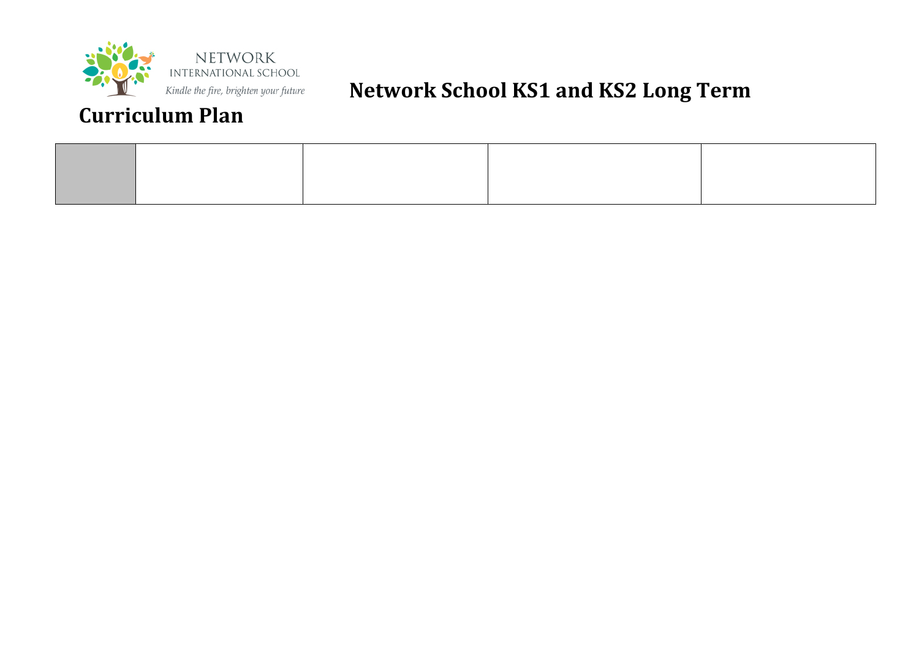NETWORK
INTERNATIONAL SCHOOL
*Kindle the fire, brighten your future*

# Network School KS1 and KS2 Long Term Curriculum Plan

| | | | | |
|---|---|---|---|---|
| | | | | |